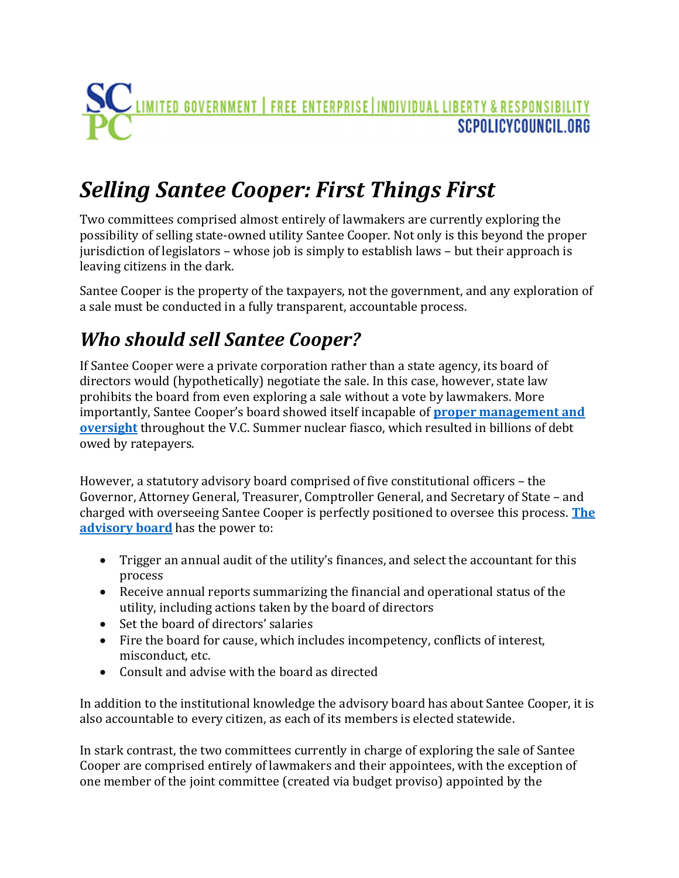# *Selling Santee Cooper: First Things First*

Two committees comprised almost entirely of lawmakers are currently exploring the possibility of selling state-owned utility Santee Cooper. Not only is this beyond the proper jurisdiction of legislators – whose job is simply to establish laws – but their approach is leaving citizens in the dark.

Santee Cooper is the property of the taxpayers, not the government, and any exploration of a sale must be conducted in a fully transparent, accountable process.

## *Who should sell Santee Cooper?*

If Santee Cooper were a private corporation rather than a state agency, its board of directors would (hypothetically) negotiate the sale. In this case, however, state law prohibits the board from even exploring a sale without a vote by lawmakers. More importantly, Santee Cooper's board showed itself incapable of **proper management and oversight** throughout the V.C. Summer nuclear fiasco, which resulted in billions of debt owed by ratepayers.

However, a statutory advisory board comprised of five constitutional officers – the Governor, Attorney General, Treasurer, Comptroller General, and Secretary of State – and charged with overseeing Santee Cooper is perfectly positioned to oversee this process. **The advisory board** has the power to:

- Trigger an annual audit of the utility's finances, and select the accountant for this process
- Receive annual reports summarizing the financial and operational status of the utility, including actions taken by the board of directors
- Set the board of directors' salaries
- Fire the board for cause, which includes incompetency, conflicts of interest, misconduct, etc.
- Consult and advise with the board as directed

In addition to the institutional knowledge the advisory board has about Santee Cooper, it is also accountable to every citizen, as each of its members is elected statewide.

In stark contrast, the two committees currently in charge of exploring the sale of Santee Cooper are comprised entirely of lawmakers and their appointees, with the exception of one member of the joint committee (created via budget proviso) appointed by the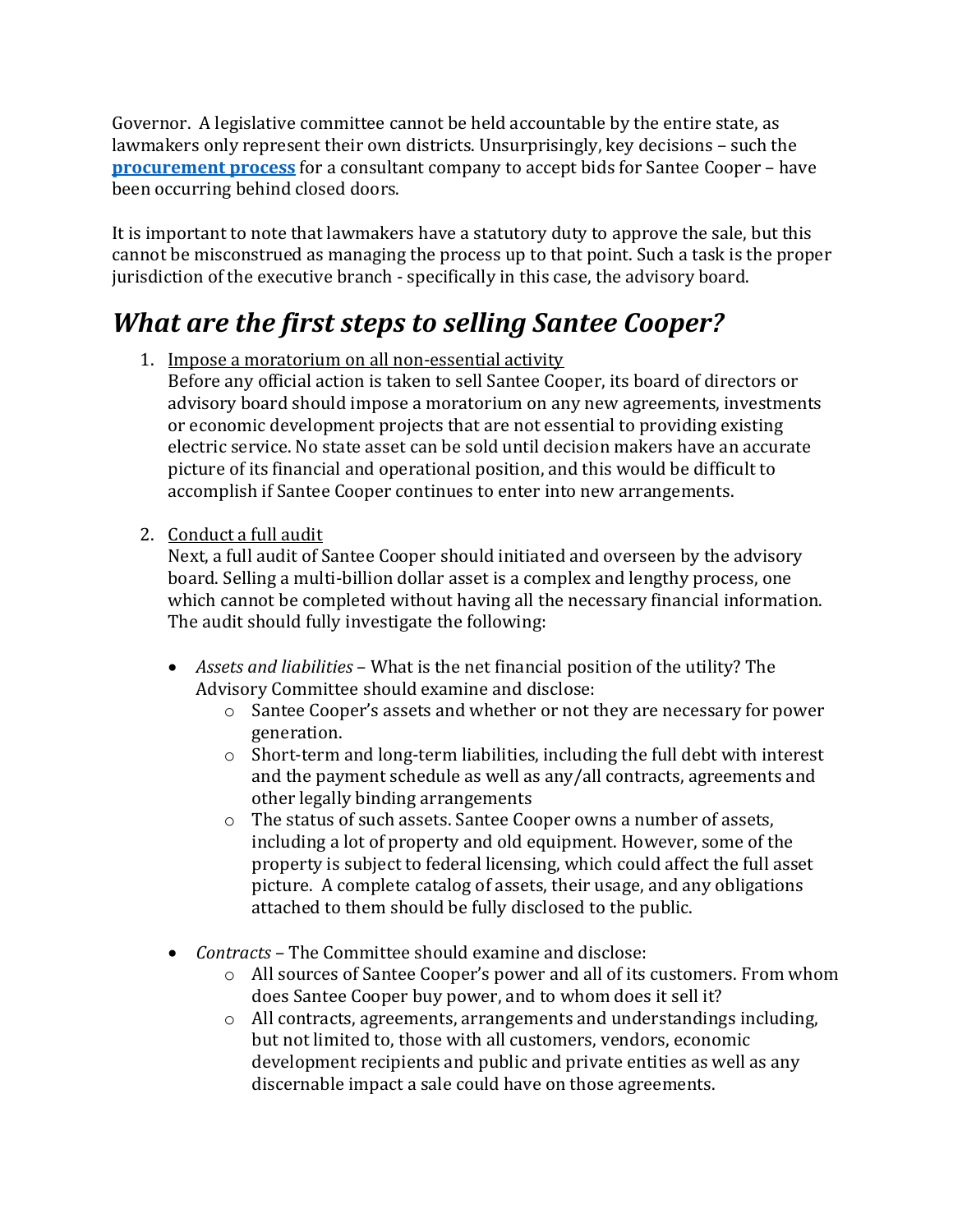Governor. A legislative committee cannot be held accountable by the entire state, as lawmakers only represent their own districts. Unsurprisingly, key decisions – such the **procurement process** for a consultant company to accept bids for Santee Cooper – have been occurring behind closed doors.

It is important to note that lawmakers have a statutory duty to approve the sale, but this cannot be misconstrued as managing the process up to that point. Such a task is the proper jurisdiction of the executive branch - specifically in this case, the advisory board.

## *What are the first steps to selling Santee Cooper?*

1. Impose a moratorium on all non-essential activity
   Before any official action is taken to sell Santee Cooper, its board of directors or advisory board should impose a moratorium on any new agreements, investments or economic development projects that are not essential to providing existing electric service. No state asset can be sold until decision makers have an accurate picture of its financial and operational position, and this would be difficult to accomplish if Santee Cooper continues to enter into new arrangements.

2. Conduct a full audit
   Next, a full audit of Santee Cooper should initiated and overseen by the advisory board. Selling a multi-billion dollar asset is a complex and lengthy process, one which cannot be completed without having all the necessary financial information. The audit should fully investigate the following:

   - *Assets and liabilities* – What is the net financial position of the utility? The Advisory Committee should examine and disclose:
     - Santee Cooper's assets and whether or not they are necessary for power generation.
     - Short-term and long-term liabilities, including the full debt with interest and the payment schedule as well as any/all contracts, agreements and other legally binding arrangements
     - The status of such assets. Santee Cooper owns a number of assets, including a lot of property and old equipment. However, some of the property is subject to federal licensing, which could affect the full asset picture. A complete catalog of assets, their usage, and any obligations attached to them should be fully disclosed to the public.

   - *Contracts* – The Committee should examine and disclose:
     - All sources of Santee Cooper's power and all of its customers. From whom does Santee Cooper buy power, and to whom does it sell it?
     - All contracts, agreements, arrangements and understandings including, but not limited to, those with all customers, vendors, economic development recipients and public and private entities as well as any discernable impact a sale could have on those agreements.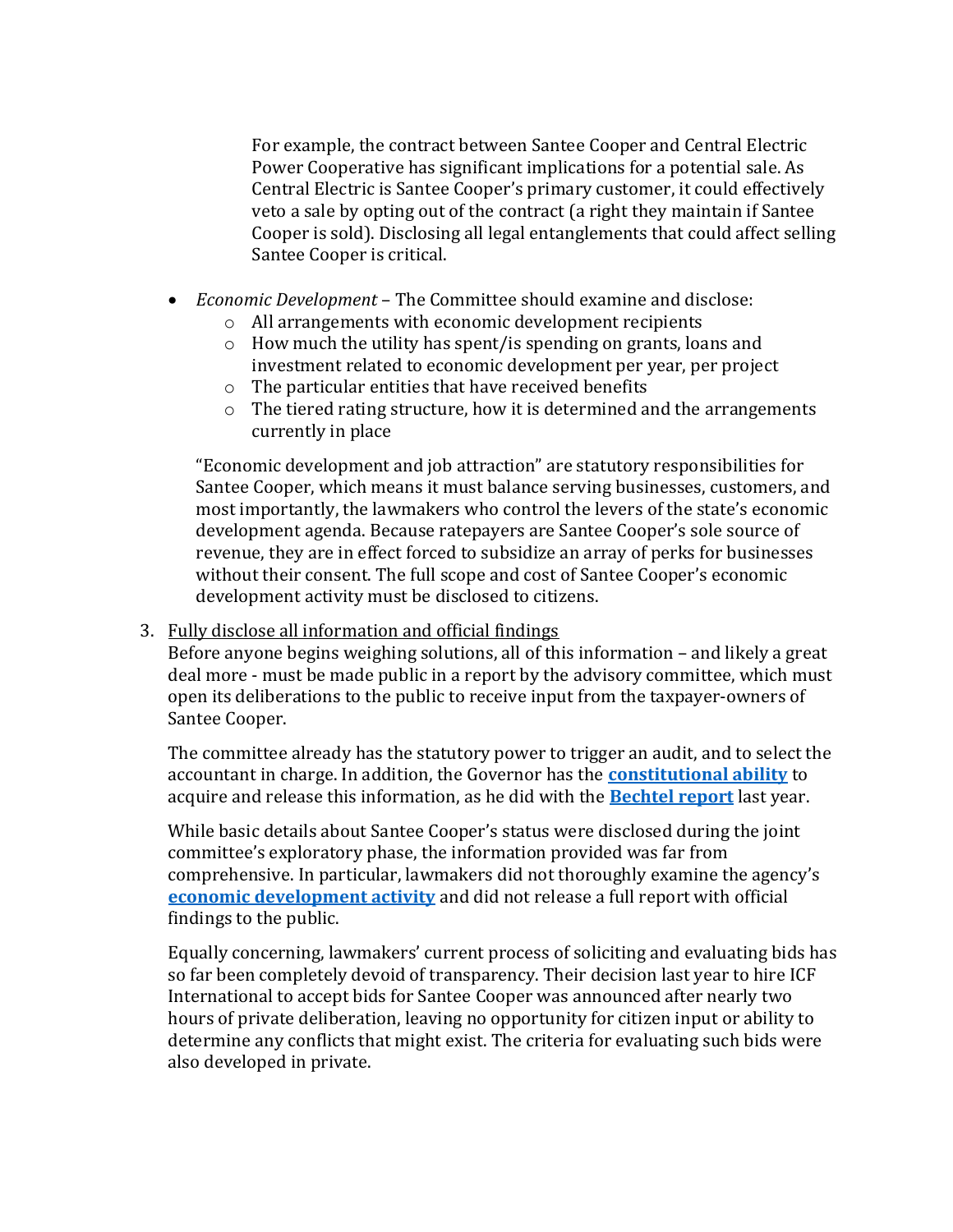For example, the contract between Santee Cooper and Central Electric Power Cooperative has significant implications for a potential sale. As Central Electric is Santee Cooper's primary customer, it could effectively veto a sale by opting out of the contract (a right they maintain if Santee Cooper is sold). Disclosing all legal entanglements that could affect selling Santee Cooper is critical.

- *Economic Development* – The Committee should examine and disclose:
  - All arrangements with economic development recipients
  - How much the utility has spent/is spending on grants, loans and investment related to economic development per year, per project
  - The particular entities that have received benefits
  - The tiered rating structure, how it is determined and the arrangements currently in place

  "Economic development and job attraction" are statutory responsibilities for Santee Cooper, which means it must balance serving businesses, customers, and most importantly, the lawmakers who control the levers of the state's economic development agenda. Because ratepayers are Santee Cooper's sole source of revenue, they are in effect forced to subsidize an array of perks for businesses without their consent. The full scope and cost of Santee Cooper's economic development activity must be disclosed to citizens.

3. Fully disclose all information and official findings

   Before anyone begins weighing solutions, all of this information – and likely a great deal more - must be made public in a report by the advisory committee, which must open its deliberations to the public to receive input from the taxpayer-owners of Santee Cooper.

   The committee already has the statutory power to trigger an audit, and to select the accountant in charge. In addition, the Governor has the **constitutional ability** to acquire and release this information, as he did with the **Bechtel report** last year.

   While basic details about Santee Cooper's status were disclosed during the joint committee's exploratory phase, the information provided was far from comprehensive. In particular, lawmakers did not thoroughly examine the agency's **economic development activity** and did not release a full report with official findings to the public.

   Equally concerning, lawmakers' current process of soliciting and evaluating bids has so far been completely devoid of transparency. Their decision last year to hire ICF International to accept bids for Santee Cooper was announced after nearly two hours of private deliberation, leaving no opportunity for citizen input or ability to determine any conflicts that might exist. The criteria for evaluating such bids were also developed in private.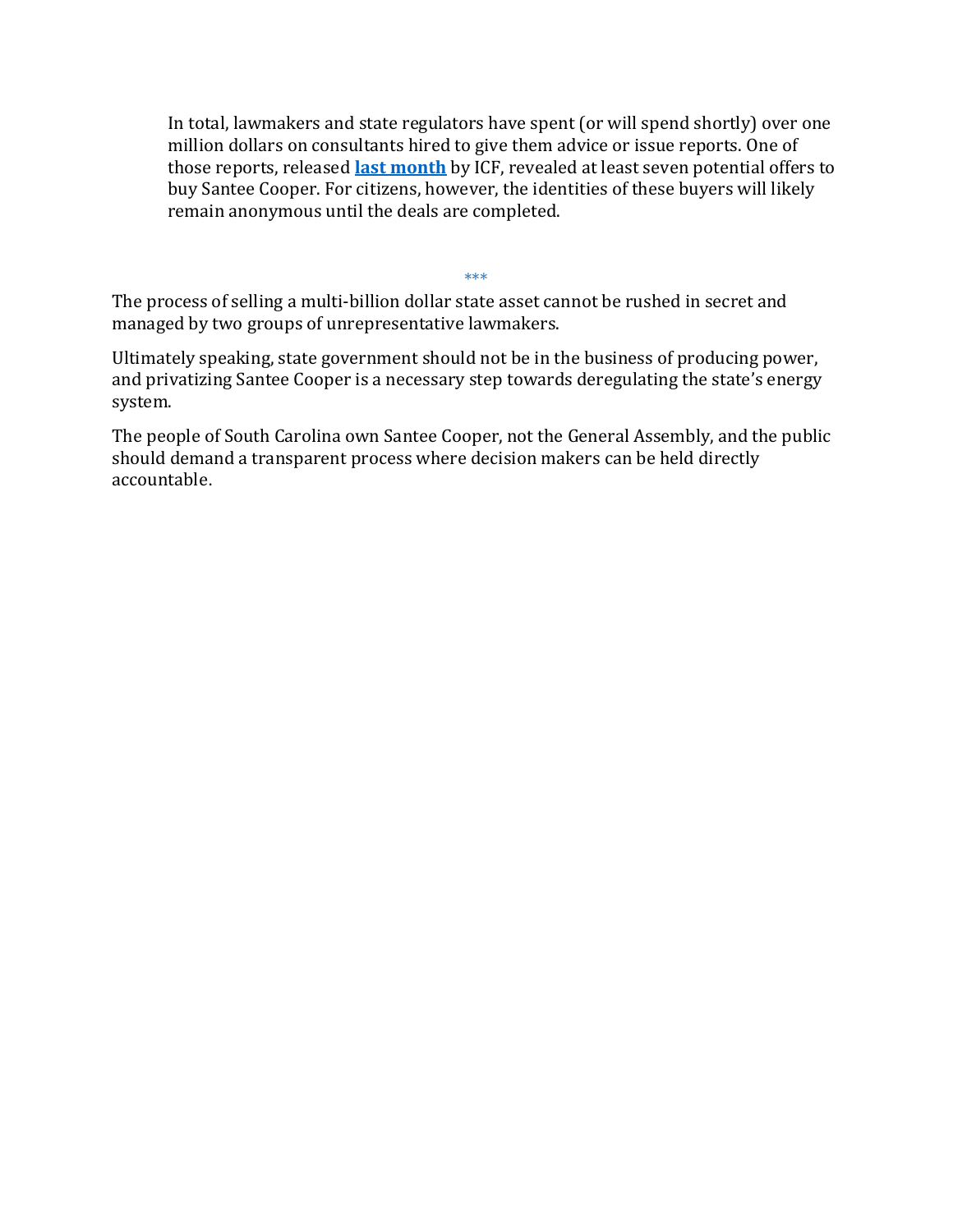> In total, lawmakers and state regulators have spent (or will spend shortly) over one million dollars on consultants hired to give them advice or issue reports. One of those reports, released **last month** by ICF, revealed at least seven potential offers to buy Santee Cooper. For citizens, however, the identities of these buyers will likely remain anonymous until the deals are completed.

***

The process of selling a multi-billion dollar state asset cannot be rushed in secret and managed by two groups of unrepresentative lawmakers.

Ultimately speaking, state government should not be in the business of producing power, and privatizing Santee Cooper is a necessary step towards deregulating the state's energy system.

The people of South Carolina own Santee Cooper, not the General Assembly, and the public should demand a transparent process where decision makers can be held directly accountable.